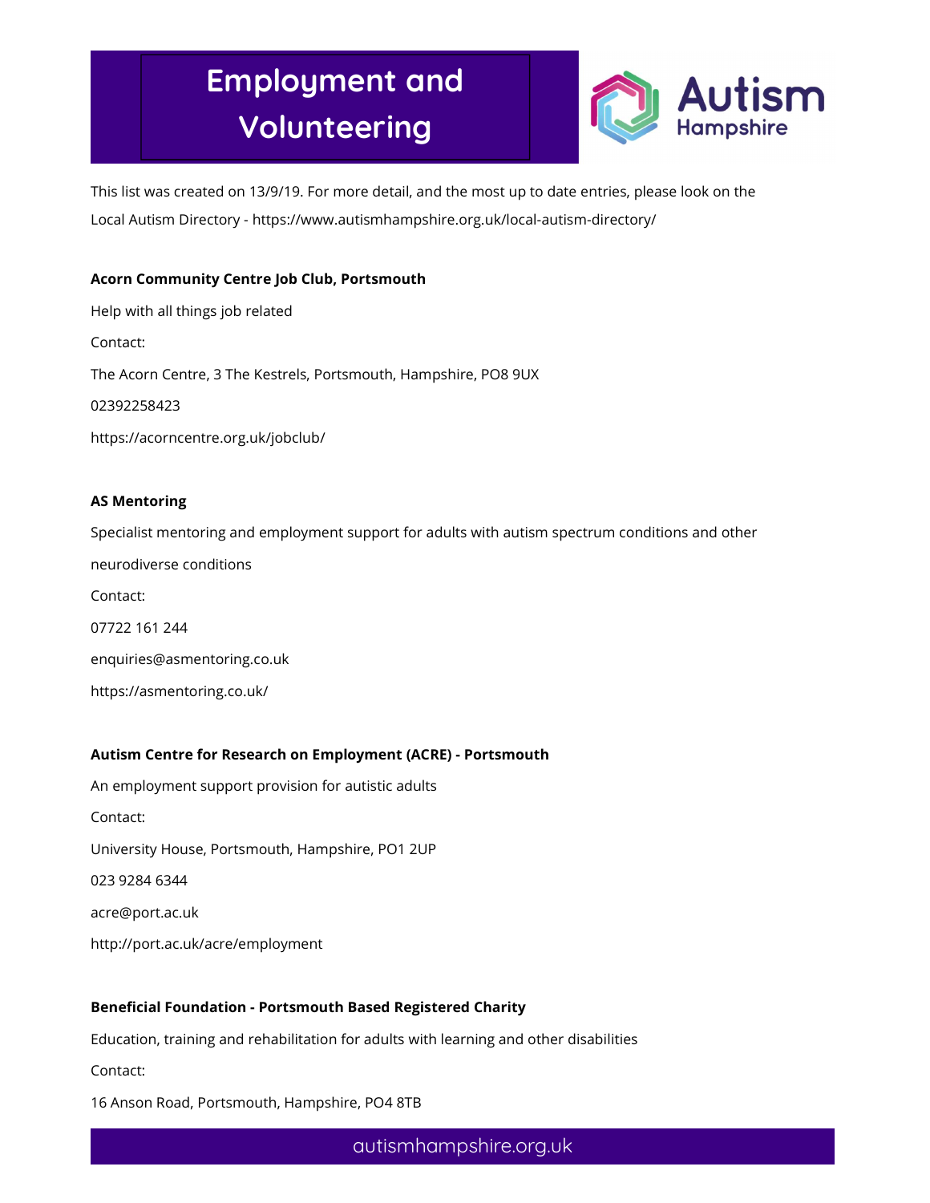# Employment and Volunteering

Autism Hampshire

This list was created on 13/9/19. For more detail, and the most up to date entries, please look on the Local Autism Directory - https://www.autismhampshire.org.uk/local-autism-directory/

**Acorn Community Centre Job Club, Portsmouth**

Help with all things job related

Contact:

The Acorn Centre, 3 The Kestrels, Portsmouth, Hampshire, PO8 9UX

02392258423

https://acorncentre.org.uk/jobclub/

**AS Mentoring**

Specialist mentoring and employment support for adults with autism spectrum conditions and other neurodiverse conditions

Contact:

07722 161 244

enquiries@asmentoring.co.uk

https://asmentoring.co.uk/

**Autism Centre for Research on Employment (ACRE) - Portsmouth**

An employment support provision for autistic adults

Contact:

University House, Portsmouth, Hampshire, PO1 2UP

023 9284 6344

acre@port.ac.uk

http://port.ac.uk/acre/employment

**Beneficial Foundation - Portsmouth Based Registered Charity**

Education, training and rehabilitation for adults with learning and other disabilities

Contact:

16 Anson Road, Portsmouth, Hampshire, PO4 8TB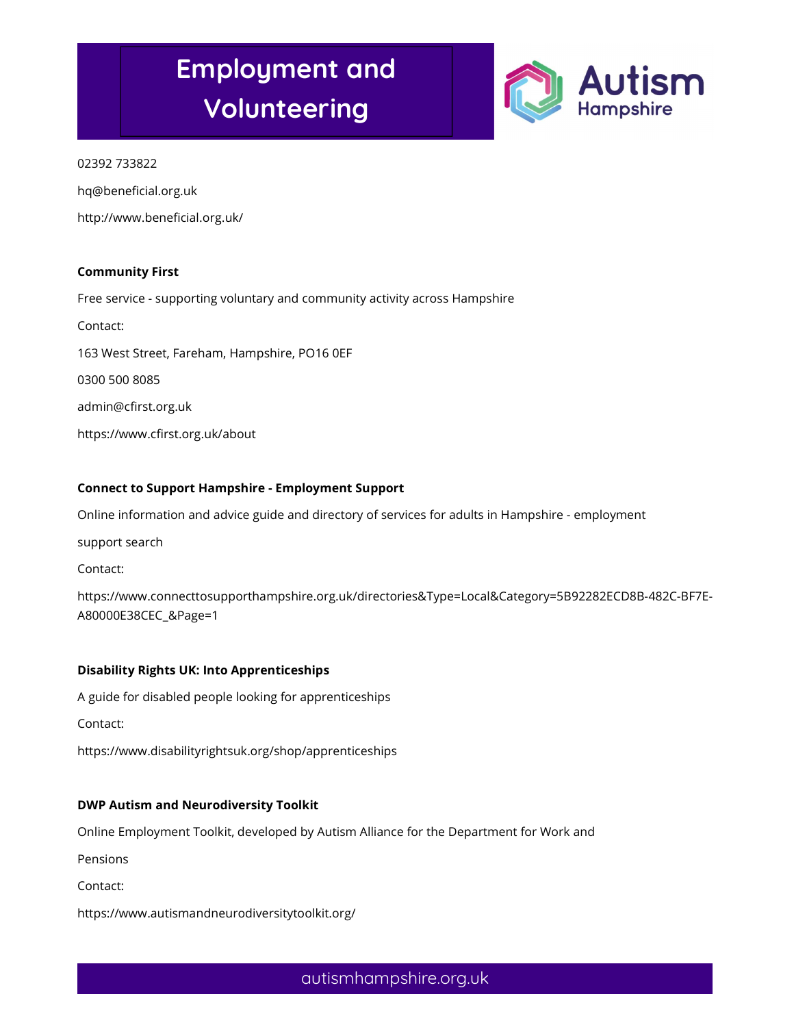02392 733822

hq@beneficial.org.uk

http://www.beneficial.org.uk/

**Community First**

Free service - supporting voluntary and community activity across Hampshire

Contact:

163 West Street, Fareham, Hampshire, PO16 0EF

0300 500 8085

admin@cfirst.org.uk

https://www.cfirst.org.uk/about

**Connect to Support Hampshire - Employment Support**

Online information and advice guide and directory of services for adults in Hampshire - employment support search

Contact:

https://www.connecttosupporthampshire.org.uk/directories&Type=Local&Category=5B92282ECD8B-482C-BF7E-A80000E38CEC_&Page=1

**Disability Rights UK: Into Apprenticeships**

A guide for disabled people looking for apprenticeships

Contact:

https://www.disabilityrightsuk.org/shop/apprenticeships

**DWP Autism and Neurodiversity Toolkit**

Online Employment Toolkit, developed by Autism Alliance for the Department for Work and Pensions

Contact:

https://www.autismandneurodiversitytoolkit.org/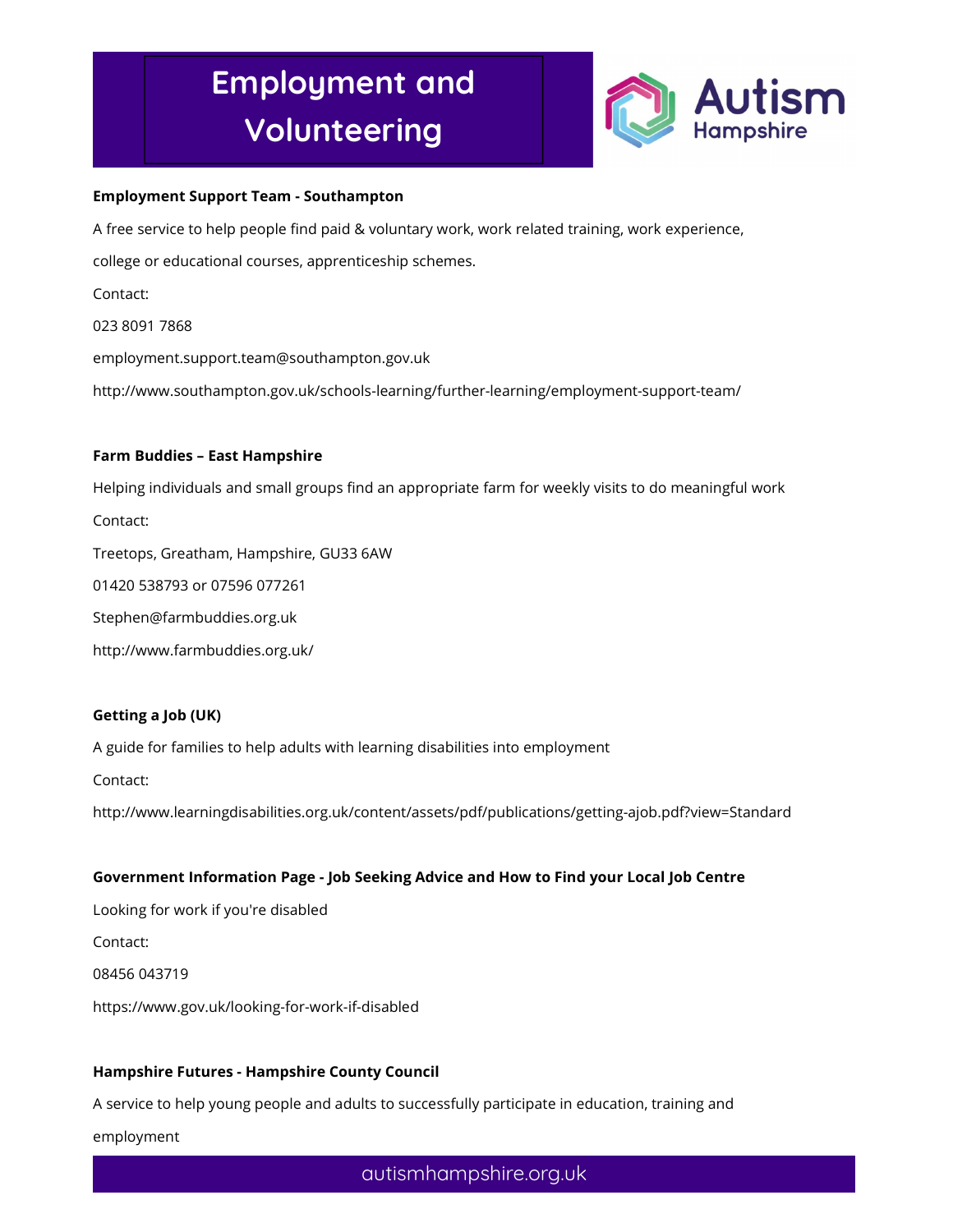# Employment and Volunteering

**Employment Support Team - Southampton**

A free service to help people find paid & voluntary work, work related training, work experience, college or educational courses, apprenticeship schemes.

Contact:

023 8091 7868

employment.support.team@southampton.gov.uk

http://www.southampton.gov.uk/schools-learning/further-learning/employment-support-team/

**Farm Buddies – East Hampshire**

Helping individuals and small groups find an appropriate farm for weekly visits to do meaningful work

Contact:

Treetops, Greatham, Hampshire, GU33 6AW

01420 538793 or 07596 077261

Stephen@farmbuddies.org.uk

http://www.farmbuddies.org.uk/

**Getting a Job (UK)**

A guide for families to help adults with learning disabilities into employment

Contact:

http://www.learningdisabilities.org.uk/content/assets/pdf/publications/getting-ajob.pdf?view=Standard

**Government Information Page - Job Seeking Advice and How to Find your Local Job Centre**

Looking for work if you're disabled

Contact:

08456 043719

https://www.gov.uk/looking-for-work-if-disabled

**Hampshire Futures - Hampshire County Council**

A service to help young people and adults to successfully participate in education, training and employment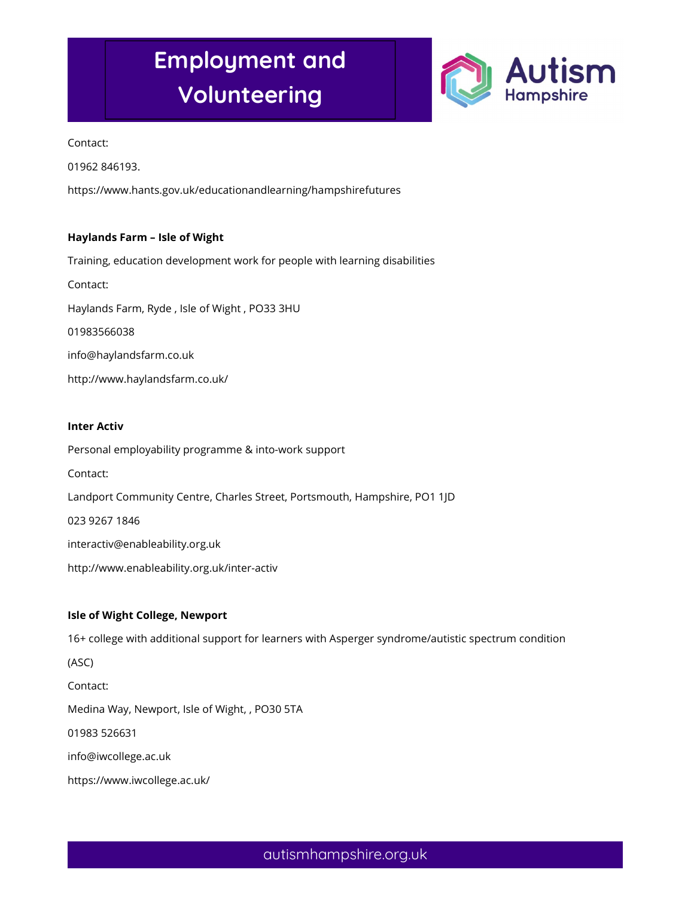Contact:

01962 846193.

https://www.hants.gov.uk/educationandlearning/hampshirefutures

**Haylands Farm – Isle of Wight**

Training, education development work for people with learning disabilities

Contact:

Haylands Farm, Ryde , Isle of Wight , PO33 3HU

01983566038

info@haylandsfarm.co.uk

http://www.haylandsfarm.co.uk/

**Inter Activ**

Personal employability programme & into-work support

Contact:

Landport Community Centre, Charles Street, Portsmouth, Hampshire, PO1 1JD

023 9267 1846

interactiv@enableability.org.uk

http://www.enableability.org.uk/inter-activ

**Isle of Wight College, Newport**

16+ college with additional support for learners with Asperger syndrome/autistic spectrum condition (ASC)

Contact:

Medina Way, Newport, Isle of Wight, , PO30 5TA

01983 526631

info@iwcollege.ac.uk

https://www.iwcollege.ac.uk/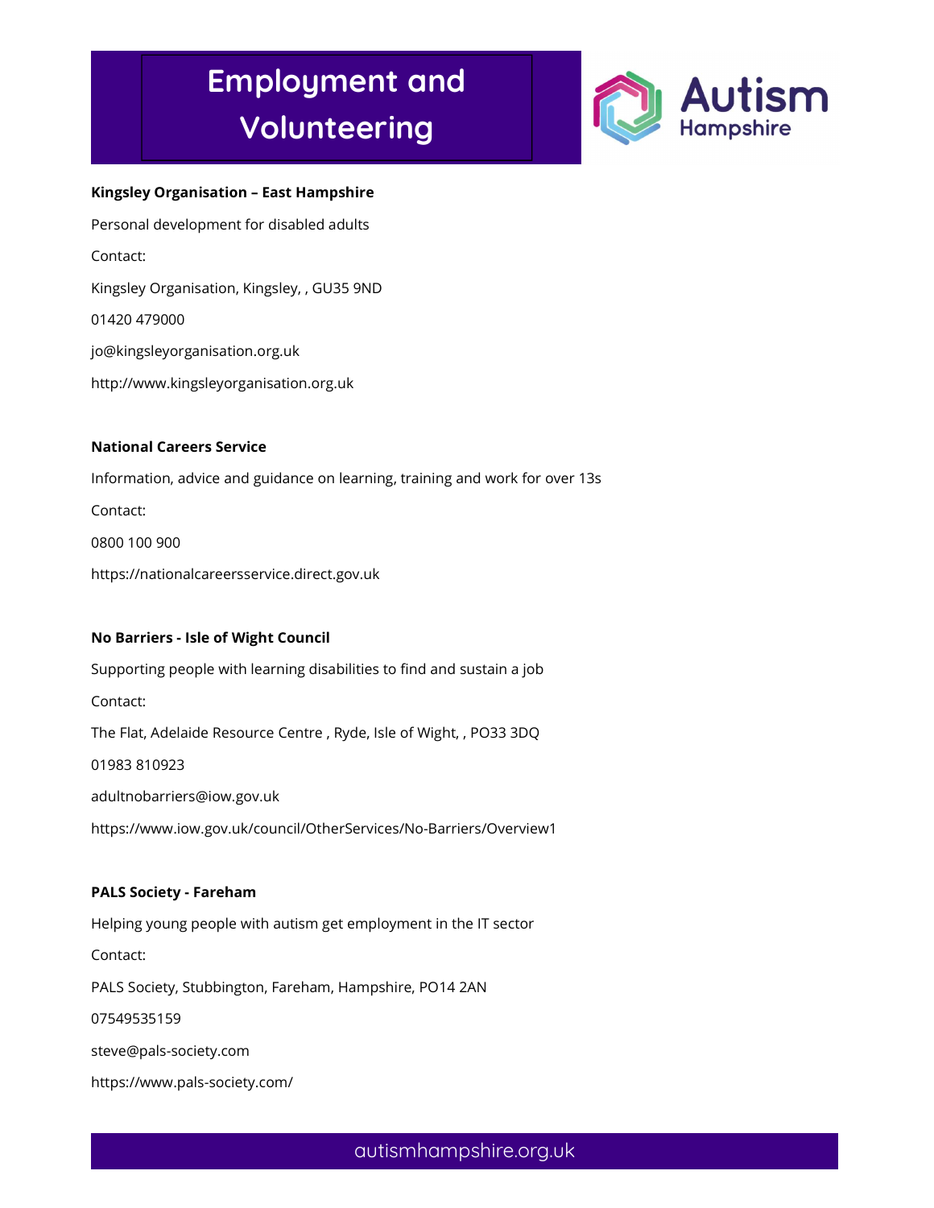# Employment and Volunteering

**Kingsley Organisation – East Hampshire**

Personal development for disabled adults

Contact:

Kingsley Organisation, Kingsley, , GU35 9ND

01420 479000

jo@kingsleyorganisation.org.uk

http://www.kingsleyorganisation.org.uk

**National Careers Service**

Information, advice and guidance on learning, training and work for over 13s

Contact:

0800 100 900

https://nationalcareersservice.direct.gov.uk

**No Barriers - Isle of Wight Council**

Supporting people with learning disabilities to find and sustain a job

Contact:

The Flat, Adelaide Resource Centre , Ryde, Isle of Wight, , PO33 3DQ

01983 810923

adultnobarriers@iow.gov.uk

https://www.iow.gov.uk/council/OtherServices/No-Barriers/Overview1

**PALS Society - Fareham**

Helping young people with autism get employment in the IT sector

Contact:

PALS Society, Stubbington, Fareham, Hampshire, PO14 2AN

07549535159

steve@pals-society.com

https://www.pals-society.com/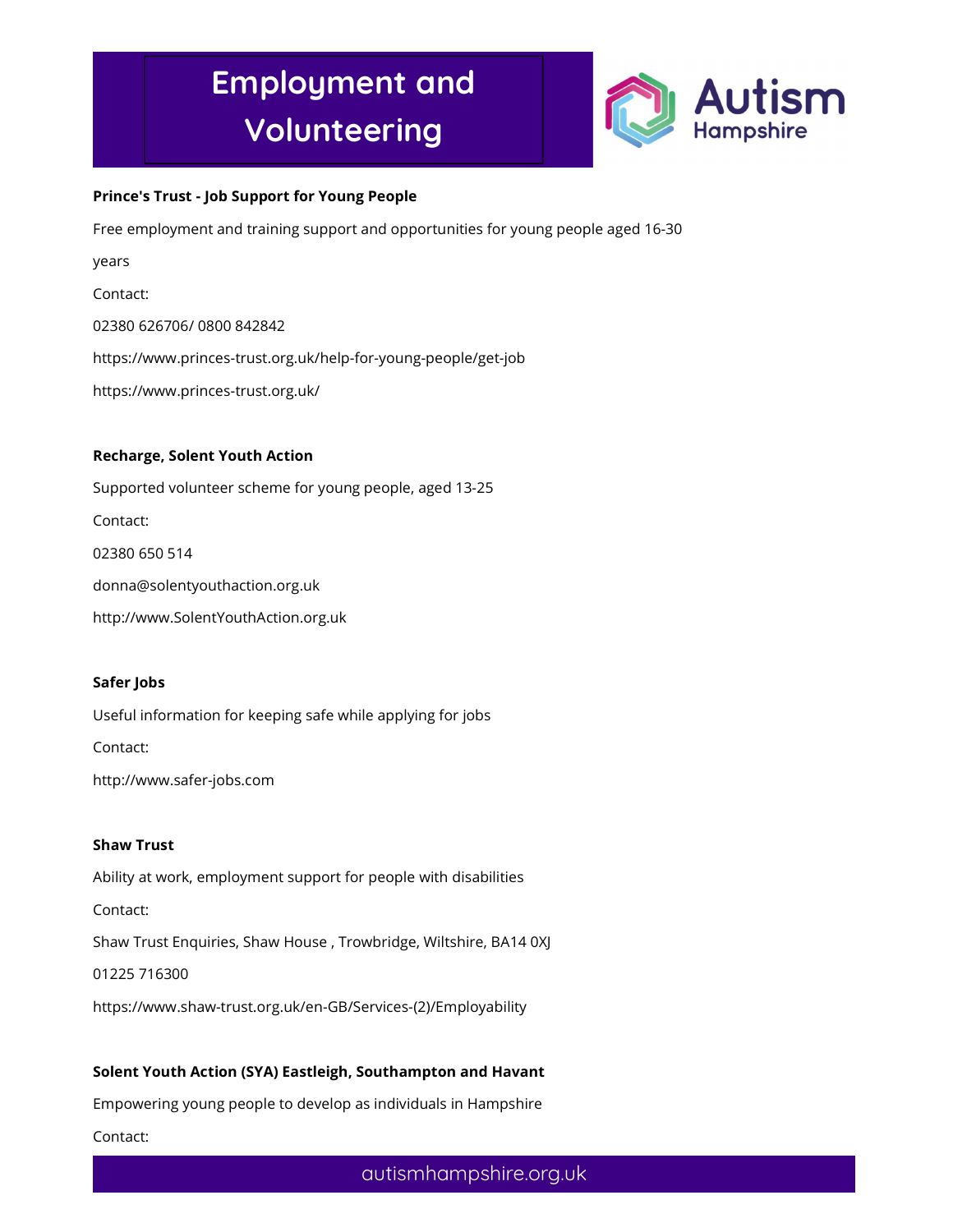# Employment and Volunteering

**Prince's Trust - Job Support for Young People**

Free employment and training support and opportunities for young people aged 16-30 years

Contact:

02380 626706/ 0800 842842

https://www.princes-trust.org.uk/help-for-young-people/get-job

https://www.princes-trust.org.uk/

**Recharge, Solent Youth Action**

Supported volunteer scheme for young people, aged 13-25

Contact:

02380 650 514

donna@solentyouthaction.org.uk

http://www.SolentYouthAction.org.uk

**Safer Jobs**

Useful information for keeping safe while applying for jobs

Contact:

http://www.safer-jobs.com

**Shaw Trust**

Ability at work, employment support for people with disabilities

Contact:

Shaw Trust Enquiries, Shaw House , Trowbridge, Wiltshire, BA14 0XJ

01225 716300

https://www.shaw-trust.org.uk/en-GB/Services-(2)/Employability

**Solent Youth Action (SYA) Eastleigh, Southampton and Havant**

Empowering young people to develop as individuals in Hampshire

Contact: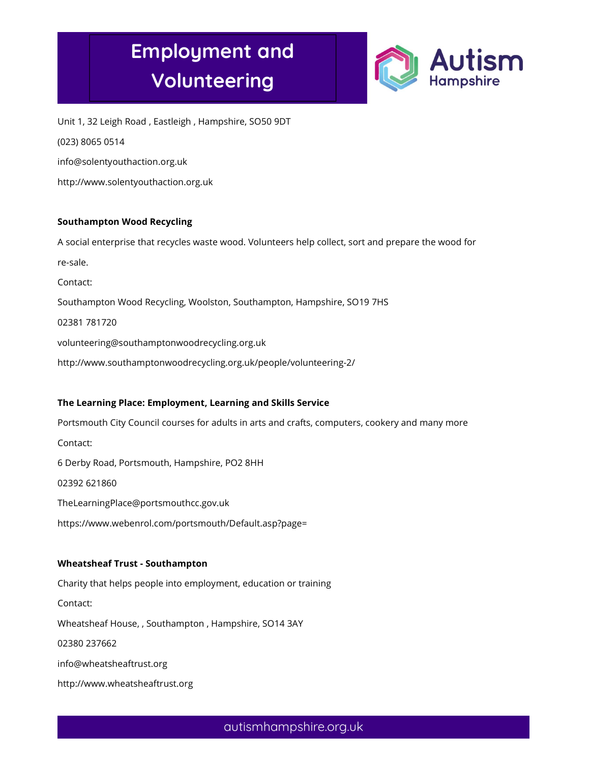Unit 1, 32 Leigh Road , Eastleigh , Hampshire, SO50 9DT

(023) 8065 0514

info@solentyouthaction.org.uk

http://www.solentyouthaction.org.uk

**Southampton Wood Recycling**

A social enterprise that recycles waste wood. Volunteers help collect, sort and prepare the wood for re-sale.

Contact:

Southampton Wood Recycling, Woolston, Southampton, Hampshire, SO19 7HS

02381 781720

volunteering@southamptonwoodrecycling.org.uk

http://www.southamptonwoodrecycling.org.uk/people/volunteering-2/

**The Learning Place: Employment, Learning and Skills Service**

Portsmouth City Council courses for adults in arts and crafts, computers, cookery and many more

Contact:

6 Derby Road, Portsmouth, Hampshire, PO2 8HH

02392 621860

TheLearningPlace@portsmouthcc.gov.uk

https://www.webenrol.com/portsmouth/Default.asp?page=

**Wheatsheaf Trust - Southampton**

Charity that helps people into employment, education or training

Contact:

Wheatsheaf House, , Southampton , Hampshire, SO14 3AY

02380 237662

info@wheatsheaftrust.org

http://www.wheatsheaftrust.org